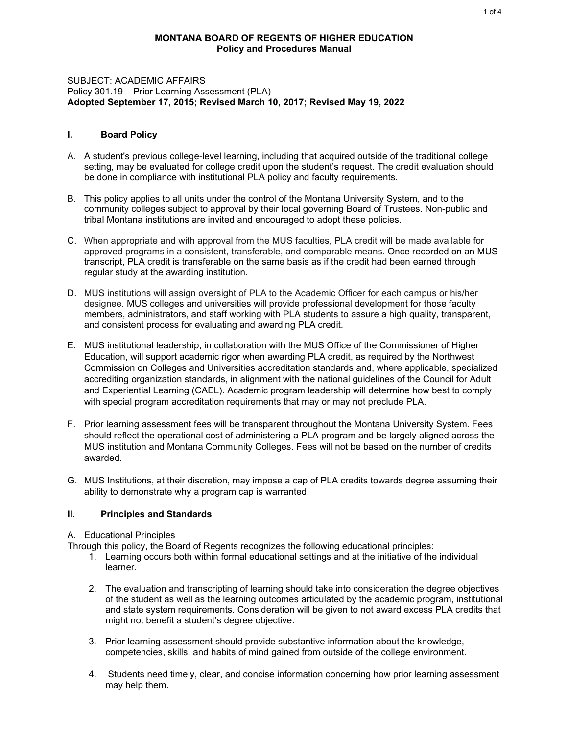**MONTANA BOARD OF REGENTS OF HIGHER EDUCATION**
**Policy and Procedures Manual**

SUBJECT: ACADEMIC AFFAIRS
Policy 301.19 – Prior Learning Assessment (PLA)
**Adopted September 17, 2015; Revised March 10, 2017; Revised May 19, 2022**

---

## I. Board Policy

A. A student's previous college-level learning, including that acquired outside of the traditional college setting, may be evaluated for college credit upon the student's request. The credit evaluation should be done in compliance with institutional PLA policy and faculty requirements.

B. This policy applies to all units under the control of the Montana University System, and to the community colleges subject to approval by their local governing Board of Trustees. Non-public and tribal Montana institutions are invited and encouraged to adopt these policies.

C. When appropriate and with approval from the MUS faculties, PLA credit will be made available for approved programs in a consistent, transferable, and comparable means. Once recorded on an MUS transcript, PLA credit is transferable on the same basis as if the credit had been earned through regular study at the awarding institution.

D. MUS institutions will assign oversight of PLA to the Academic Officer for each campus or his/her designee. MUS colleges and universities will provide professional development for those faculty members, administrators, and staff working with PLA students to assure a high quality, transparent, and consistent process for evaluating and awarding PLA credit.

E. MUS institutional leadership, in collaboration with the MUS Office of the Commissioner of Higher Education, will support academic rigor when awarding PLA credit, as required by the Northwest Commission on Colleges and Universities accreditation standards and, where applicable, specialized accrediting organization standards, in alignment with the national guidelines of the Council for Adult and Experiential Learning (CAEL). Academic program leadership will determine how best to comply with special program accreditation requirements that may or may not preclude PLA.

F. Prior learning assessment fees will be transparent throughout the Montana University System. Fees should reflect the operational cost of administering a PLA program and be largely aligned across the MUS institution and Montana Community Colleges. Fees will not be based on the number of credits awarded.

G. MUS Institutions, at their discretion, may impose a cap of PLA credits towards degree assuming their ability to demonstrate why a program cap is warranted.

## II. Principles and Standards

A. Educational Principles

Through this policy, the Board of Regents recognizes the following educational principles:

1. Learning occurs both within formal educational settings and at the initiative of the individual learner.

2. The evaluation and transcripting of learning should take into consideration the degree objectives of the student as well as the learning outcomes articulated by the academic program, institutional and state system requirements. Consideration will be given to not award excess PLA credits that might not benefit a student's degree objective.

3. Prior learning assessment should provide substantive information about the knowledge, competencies, skills, and habits of mind gained from outside of the college environment.

4. Students need timely, clear, and concise information concerning how prior learning assessment may help them.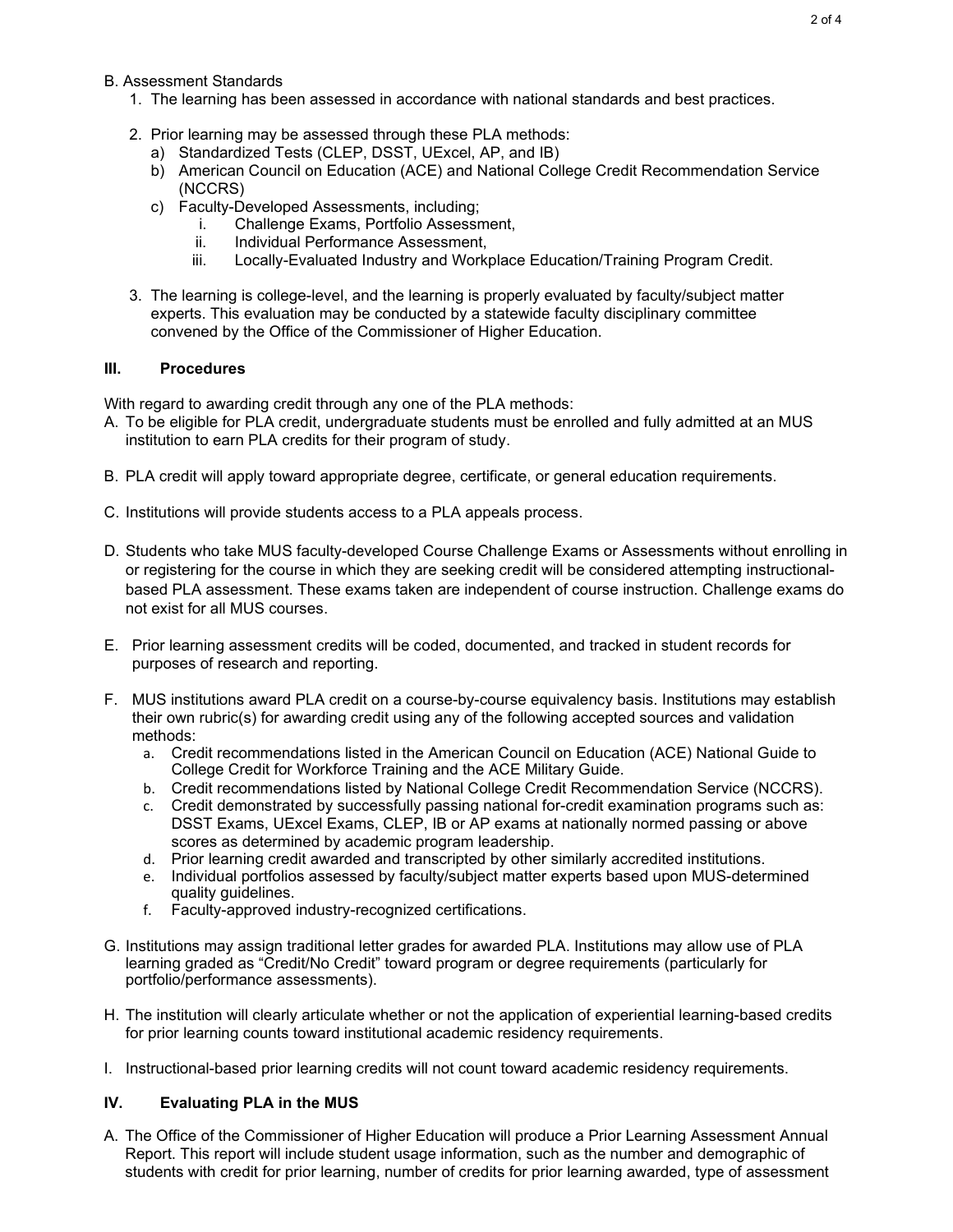B. Assessment Standards

1. The learning has been assessed in accordance with national standards and best practices.

2. Prior learning may be assessed through these PLA methods:
   a) Standardized Tests (CLEP, DSST, UExcel, AP, and IB)
   b) American Council on Education (ACE) and National College Credit Recommendation Service (NCCRS)
   c) Faculty-Developed Assessments, including;
      i. Challenge Exams, Portfolio Assessment,
      ii. Individual Performance Assessment,
      iii. Locally-Evaluated Industry and Workplace Education/Training Program Credit.

3. The learning is college-level, and the learning is properly evaluated by faculty/subject matter experts. This evaluation may be conducted by a statewide faculty disciplinary committee convened by the Office of the Commissioner of Higher Education.

## III. Procedures

With regard to awarding credit through any one of the PLA methods:

A. To be eligible for PLA credit, undergraduate students must be enrolled and fully admitted at an MUS institution to earn PLA credits for their program of study.

B. PLA credit will apply toward appropriate degree, certificate, or general education requirements.

C. Institutions will provide students access to a PLA appeals process.

D. Students who take MUS faculty-developed Course Challenge Exams or Assessments without enrolling in or registering for the course in which they are seeking credit will be considered attempting instructional-based PLA assessment. These exams taken are independent of course instruction. Challenge exams do not exist for all MUS courses.

E. Prior learning assessment credits will be coded, documented, and tracked in student records for purposes of research and reporting.

F. MUS institutions award PLA credit on a course-by-course equivalency basis. Institutions may establish their own rubric(s) for awarding credit using any of the following accepted sources and validation methods:
   a. Credit recommendations listed in the American Council on Education (ACE) National Guide to College Credit for Workforce Training and the ACE Military Guide.
   b. Credit recommendations listed by National College Credit Recommendation Service (NCCRS).
   c. Credit demonstrated by successfully passing national for-credit examination programs such as: DSST Exams, UExcel Exams, CLEP, IB or AP exams at nationally normed passing or above scores as determined by academic program leadership.
   d. Prior learning credit awarded and transcripted by other similarly accredited institutions.
   e. Individual portfolios assessed by faculty/subject matter experts based upon MUS-determined quality guidelines.
   f. Faculty-approved industry-recognized certifications.

G. Institutions may assign traditional letter grades for awarded PLA. Institutions may allow use of PLA learning graded as "Credit/No Credit" toward program or degree requirements (particularly for portfolio/performance assessments).

H. The institution will clearly articulate whether or not the application of experiential learning-based credits for prior learning counts toward institutional academic residency requirements.

I. Instructional-based prior learning credits will not count toward academic residency requirements.

## IV. Evaluating PLA in the MUS

A. The Office of the Commissioner of Higher Education will produce a Prior Learning Assessment Annual Report. This report will include student usage information, such as the number and demographic of students with credit for prior learning, number of credits for prior learning awarded, type of assessment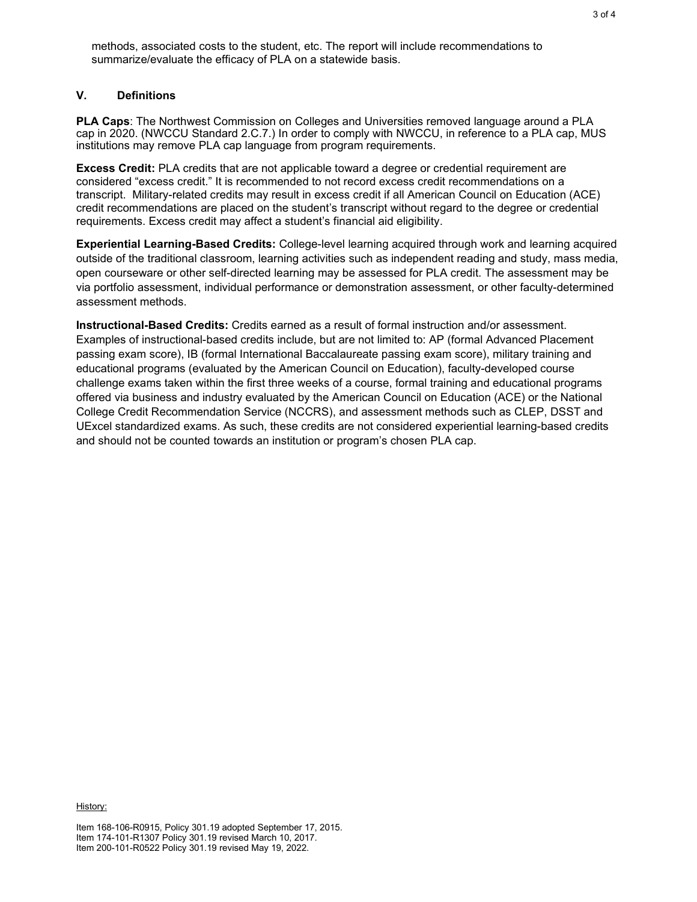methods, associated costs to the student, etc. The report will include recommendations to summarize/evaluate the efficacy of PLA on a statewide basis.

## V. Definitions

**PLA Caps**: The Northwest Commission on Colleges and Universities removed language around a PLA cap in 2020. (NWCCU Standard 2.C.7.) In order to comply with NWCCU, in reference to a PLA cap, MUS institutions may remove PLA cap language from program requirements.

**Excess Credit:** PLA credits that are not applicable toward a degree or credential requirement are considered "excess credit." It is recommended to not record excess credit recommendations on a transcript. Military-related credits may result in excess credit if all American Council on Education (ACE) credit recommendations are placed on the student's transcript without regard to the degree or credential requirements. Excess credit may affect a student's financial aid eligibility.

**Experiential Learning-Based Credits:** College-level learning acquired through work and learning acquired outside of the traditional classroom, learning activities such as independent reading and study, mass media, open courseware or other self-directed learning may be assessed for PLA credit. The assessment may be via portfolio assessment, individual performance or demonstration assessment, or other faculty-determined assessment methods.

**Instructional-Based Credits:** Credits earned as a result of formal instruction and/or assessment. Examples of instructional-based credits include, but are not limited to: AP (formal Advanced Placement passing exam score), IB (formal International Baccalaureate passing exam score), military training and educational programs (evaluated by the American Council on Education), faculty-developed course challenge exams taken within the first three weeks of a course, formal training and educational programs offered via business and industry evaluated by the American Council on Education (ACE) or the National College Credit Recommendation Service (NCCRS), and assessment methods such as CLEP, DSST and UExcel standardized exams. As such, these credits are not considered experiential learning-based credits and should not be counted towards an institution or program's chosen PLA cap.

History:

Item 168-106-R0915, Policy 301.19 adopted September 17, 2015.
Item 174-101-R1307 Policy 301.19 revised March 10, 2017.
Item 200-101-R0522 Policy 301.19 revised May 19, 2022.